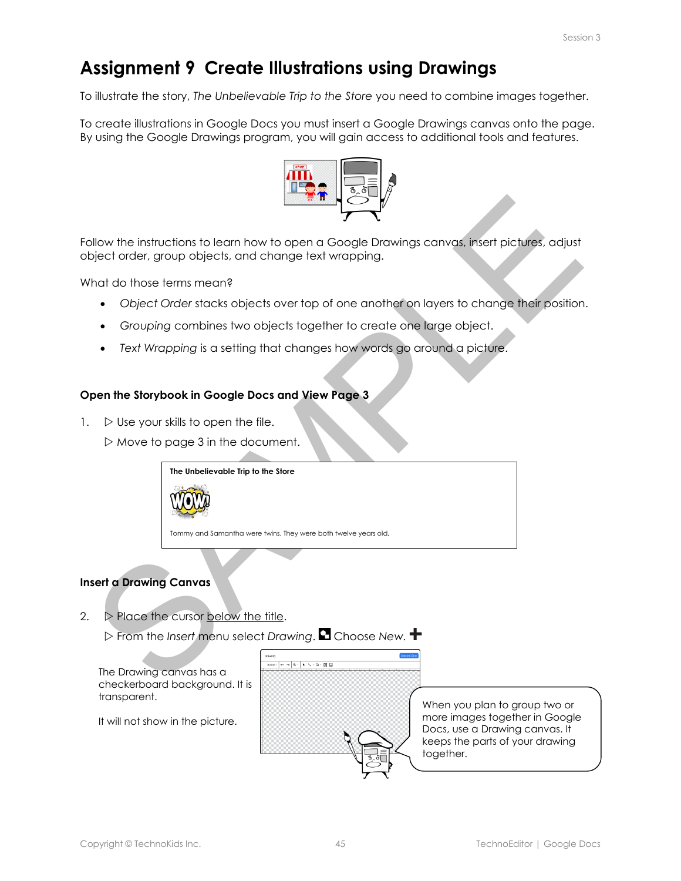# Assignment 9 Create Illustrations using Drawings

To illustrate the story, *The Unbelievable Trip to the Store* you need to combine images together.

To create illustrations in Google Docs you must insert a Google Drawings canvas onto the page. By using the Google Drawings program, you will gain access to additional tools and features.

Follow the instructions to learn how to open a Google Drawings canvas, insert pictures, adjust object order, group objects, and change text wrapping.

What do those terms mean?

- *Object Order* stacks objects over top of one another on layers to change their position.
- *Grouping* combines two objects together to create one large object.
- *Text Wrapping* is a setting that changes how words go around a picture.

### Open the Storybook in Google Docs and View Page 3

1. ▷ Use your skills to open the file.

   ▷ Move to page 3 in the document.

   **The Unbelievable Trip to the Store**

   Tommy and Samantha were twins. They were both twelve years old.

### Insert a Drawing Canvas

2. ▷ Place the cursor below the title.

   ▷ From the *Insert* menu select *Drawing*. Choose *New*.

The Drawing canvas has a checkerboard background. It is transparent.

It will not show in the picture.

When you plan to group two or more images together in Google Docs, use a Drawing canvas. It keeps the parts of your drawing together.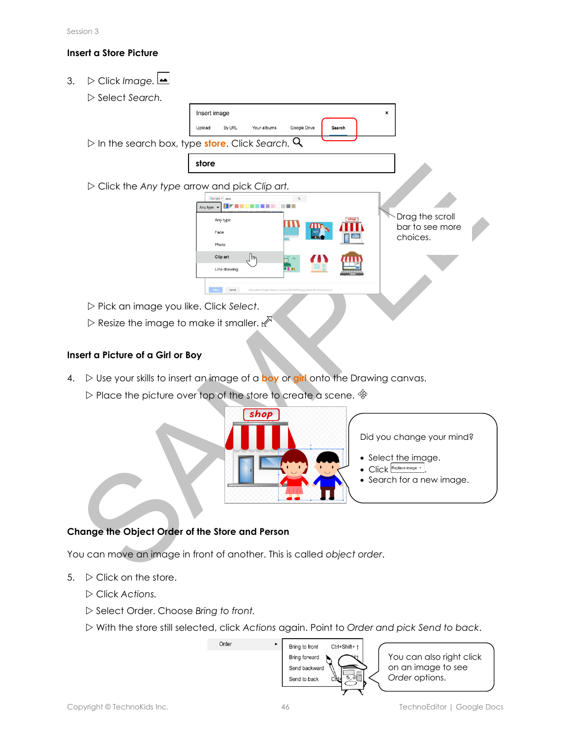Session 3

### Insert a Store Picture

3. ▷ Click *Image*.
   ▷ Select *Search*.
   ▷ In the search box, type **store**. Click *Search*.
   ▷ Click the *Any type* arrow and pick *Clip art*.

Drag the scroll bar to see more choices.

   ▷ Pick an image you like. Click *Select*.
   ▷ Resize the image to make it smaller.

### Insert a Picture of a Girl or Boy

4. ▷ Use your skills to insert an image of a **boy** or **girl** onto the Drawing canvas.
   ▷ Place the picture over top of the store to create a scene.

Did you change your mind?

- Select the image.
- Click Replace image.
- Search for a new image.

### Change the Object Order of the Store and Person

You can move an image in front of another. This is called *object order*.

5. ▷ Click on the store.
   ▷ Click *Actions*.
   ▷ Select Order. Choose *Bring to front*.
   ▷ With the store still selected, click *Actions* again. Point to *Order and pick Send to back*.

You can also right click on an image to see *Order* options.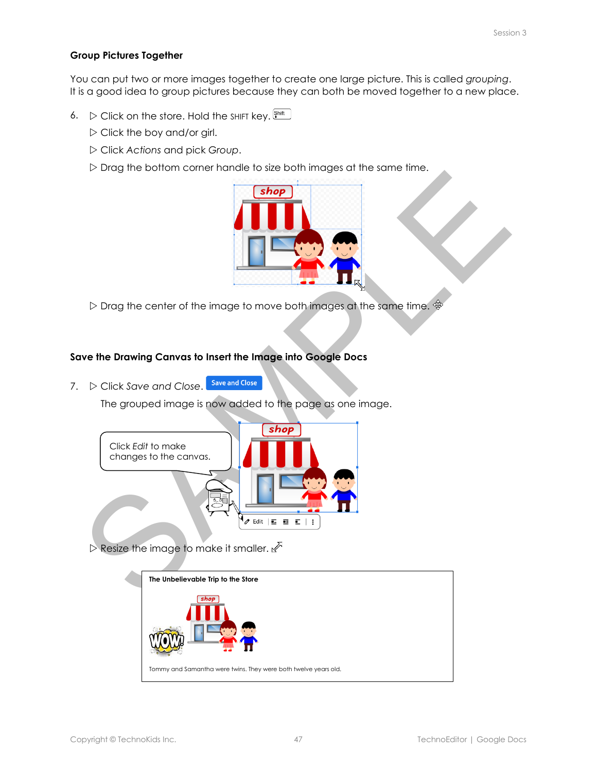## Group Pictures Together

You can put two or more images together to create one large picture. This is called *grouping*. It is a good idea to group pictures because they can both be moved together to a new place.

6. ▷ Click on the store. Hold the SHIFT key.
   ▷ Click the boy and/or girl.
   ▷ Click *Actions* and pick *Group*.
   ▷ Drag the bottom corner handle to size both images at the same time.
   ▷ Drag the center of the image to move both images at the same time.

## Save the Drawing Canvas to Insert the Image into Google Docs

7. ▷ Click *Save and Close*.
   The grouped image is now added to the page as one image.

Click *Edit* to make changes to the canvas.

▷ Resize the image to make it smaller.

**The Unbelievable Trip to the Store**

Tommy and Samantha were twins. They were both twelve years old.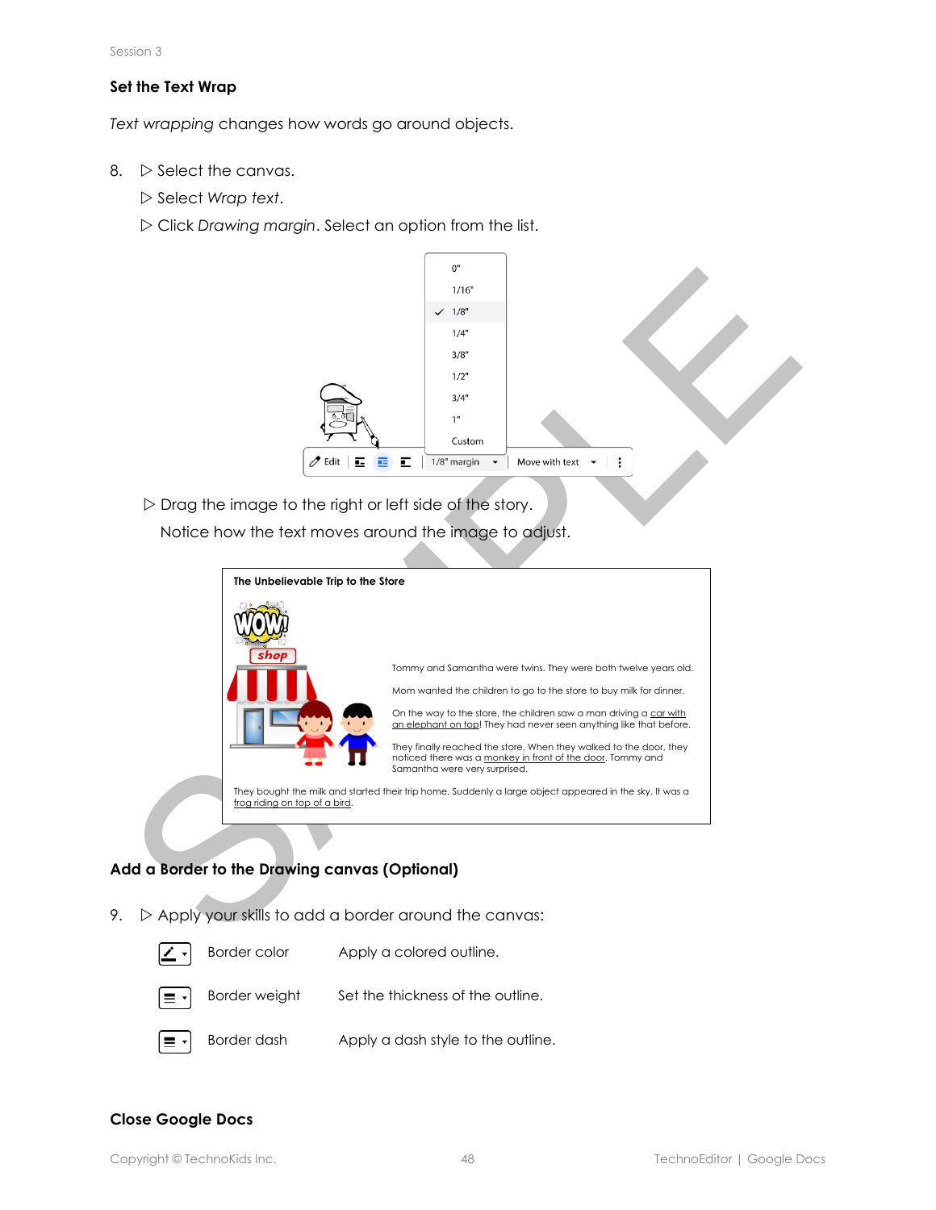### Set the Text Wrap

*Text wrapping* changes how words go around objects.

8. ▷ Select the canvas.

   ▷ Select *Wrap text*.

   ▷ Click *Drawing margin*. Select an option from the list.

0"
1/16"
✓ 1/8"
1/4"
3/8"
1/2"
3/4"
1"
Custom

Edit | 1/8" margin | Move with text

   ▷ Drag the image to the right or left side of the story.

   Notice how the text moves around the image to adjust.

**The Unbelievable Trip to the Store**

WOW! shop

Tommy and Samantha were twins. They were both twelve years old.

Mom wanted the children to go to the store to buy milk for dinner.

On the way to the store, the children saw a man driving a car with an elephant on top! They had never seen anything like that before.

They finally reached the store. When they walked to the door, they noticed there was a monkey in front of the door. Tommy and Samantha were very surprised.

They bought the milk and started their trip home. Suddenly a large object appeared in the sky. It was a frog riding on top of a bird.

### Add a Border to the Drawing canvas (Optional)

9. ▷ Apply your skills to add a border around the canvas:

| | | |
|---|---|---|
| | Border color | Apply a colored outline. |
| | Border weight | Set the thickness of the outline. |
| | Border dash | Apply a dash style to the outline. |

### Close Google Docs